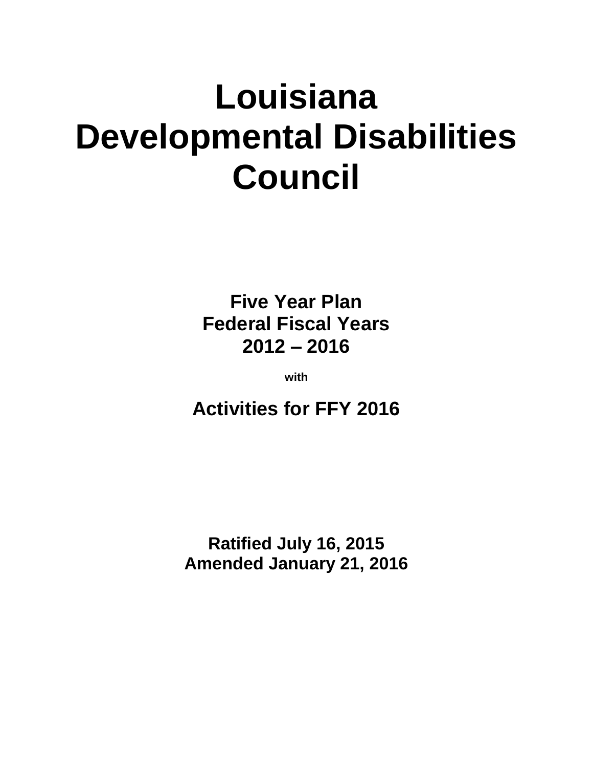# Louisiana Developmental Disabilities Council

## Five Year Plan
## Federal Fiscal Years
## 2012 – 2016

**with**

## Activities for FFY 2016

**Ratified July 16, 2015**
**Amended January 21, 2016**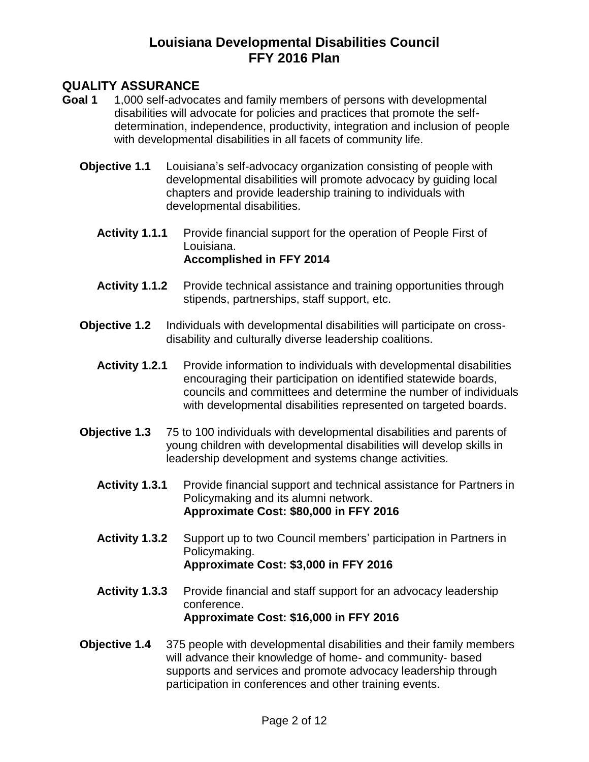# Louisiana Developmental Disabilities Council
# FFY 2016 Plan

## QUALITY ASSURANCE

**Goal 1** 1,000 self-advocates and family members of persons with developmental disabilities will advocate for policies and practices that promote the self-determination, independence, productivity, integration and inclusion of people with developmental disabilities in all facets of community life.

**Objective 1.1** Louisiana's self-advocacy organization consisting of people with developmental disabilities will promote advocacy by guiding local chapters and provide leadership training to individuals with developmental disabilities.

**Activity 1.1.1** Provide financial support for the operation of People First of Louisiana.
**Accomplished in FFY 2014**

**Activity 1.1.2** Provide technical assistance and training opportunities through stipends, partnerships, staff support, etc.

**Objective 1.2** Individuals with developmental disabilities will participate on cross-disability and culturally diverse leadership coalitions.

**Activity 1.2.1** Provide information to individuals with developmental disabilities encouraging their participation on identified statewide boards, councils and committees and determine the number of individuals with developmental disabilities represented on targeted boards.

**Objective 1.3** 75 to 100 individuals with developmental disabilities and parents of young children with developmental disabilities will develop skills in leadership development and systems change activities.

**Activity 1.3.1** Provide financial support and technical assistance for Partners in Policymaking and its alumni network.
**Approximate Cost: $80,000 in FFY 2016**

**Activity 1.3.2** Support up to two Council members' participation in Partners in Policymaking.
**Approximate Cost: $3,000 in FFY 2016**

**Activity 1.3.3** Provide financial and staff support for an advocacy leadership conference.
**Approximate Cost: $16,000 in FFY 2016**

**Objective 1.4** 375 people with developmental disabilities and their family members will advance their knowledge of home- and community- based supports and services and promote advocacy leadership through participation in conferences and other training events.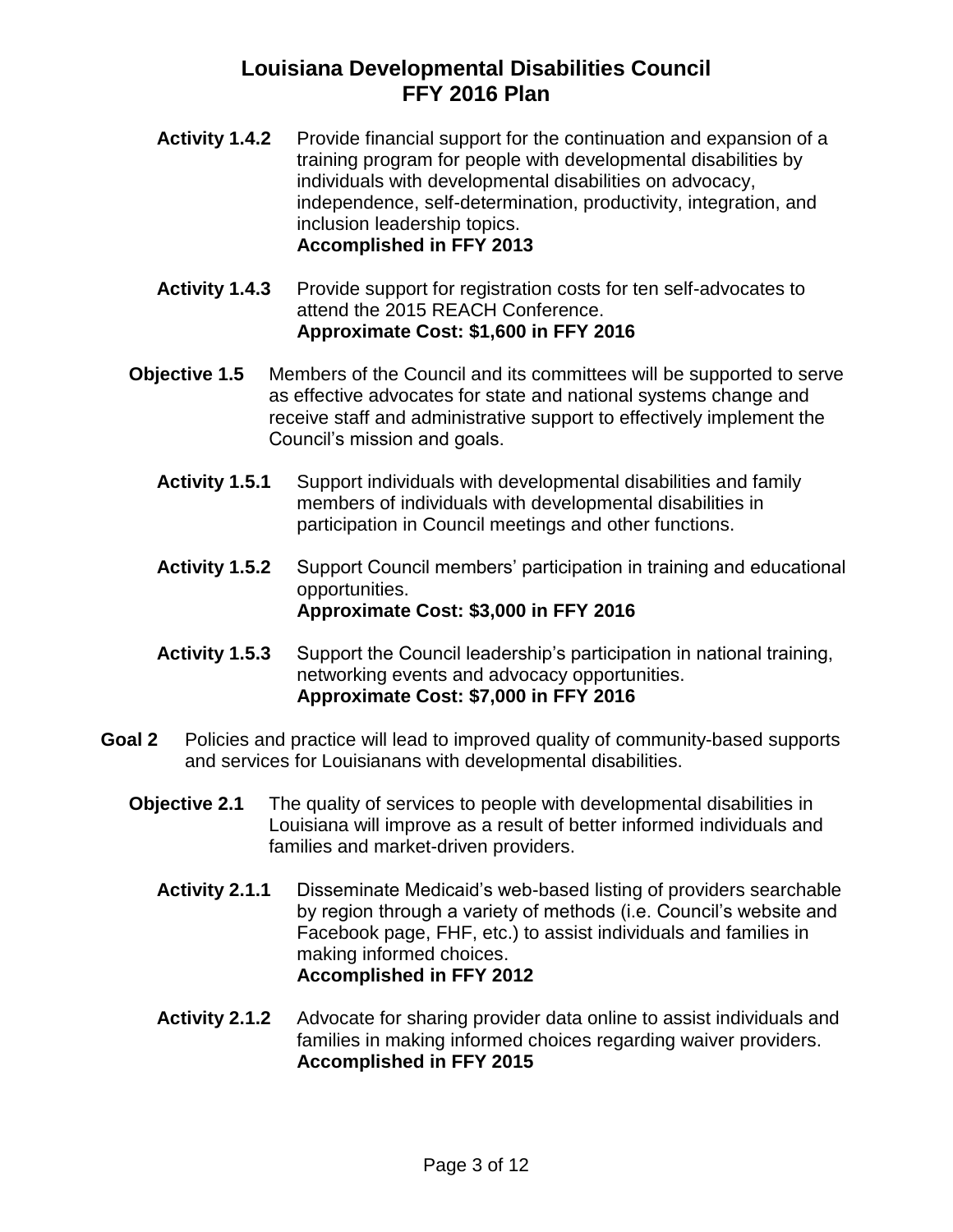**Activity 1.4.2** Provide financial support for the continuation and expansion of a training program for people with developmental disabilities by individuals with developmental disabilities on advocacy, independence, self-determination, productivity, integration, and inclusion leadership topics.
**Accomplished in FFY 2013**

**Activity 1.4.3** Provide support for registration costs for ten self-advocates to attend the 2015 REACH Conference.
**Approximate Cost: $1,600 in FFY 2016**

**Objective 1.5** Members of the Council and its committees will be supported to serve as effective advocates for state and national systems change and receive staff and administrative support to effectively implement the Council's mission and goals.

**Activity 1.5.1** Support individuals with developmental disabilities and family members of individuals with developmental disabilities in participation in Council meetings and other functions.

**Activity 1.5.2** Support Council members' participation in training and educational opportunities.
**Approximate Cost: $3,000 in FFY 2016**

**Activity 1.5.3** Support the Council leadership's participation in national training, networking events and advocacy opportunities.
**Approximate Cost: $7,000 in FFY 2016**

**Goal 2** Policies and practice will lead to improved quality of community-based supports and services for Louisianans with developmental disabilities.

**Objective 2.1** The quality of services to people with developmental disabilities in Louisiana will improve as a result of better informed individuals and families and market-driven providers.

**Activity 2.1.1** Disseminate Medicaid's web-based listing of providers searchable by region through a variety of methods (i.e. Council's website and Facebook page, FHF, etc.) to assist individuals and families in making informed choices.
**Accomplished in FFY 2012**

**Activity 2.1.2** Advocate for sharing provider data online to assist individuals and families in making informed choices regarding waiver providers.
**Accomplished in FFY 2015**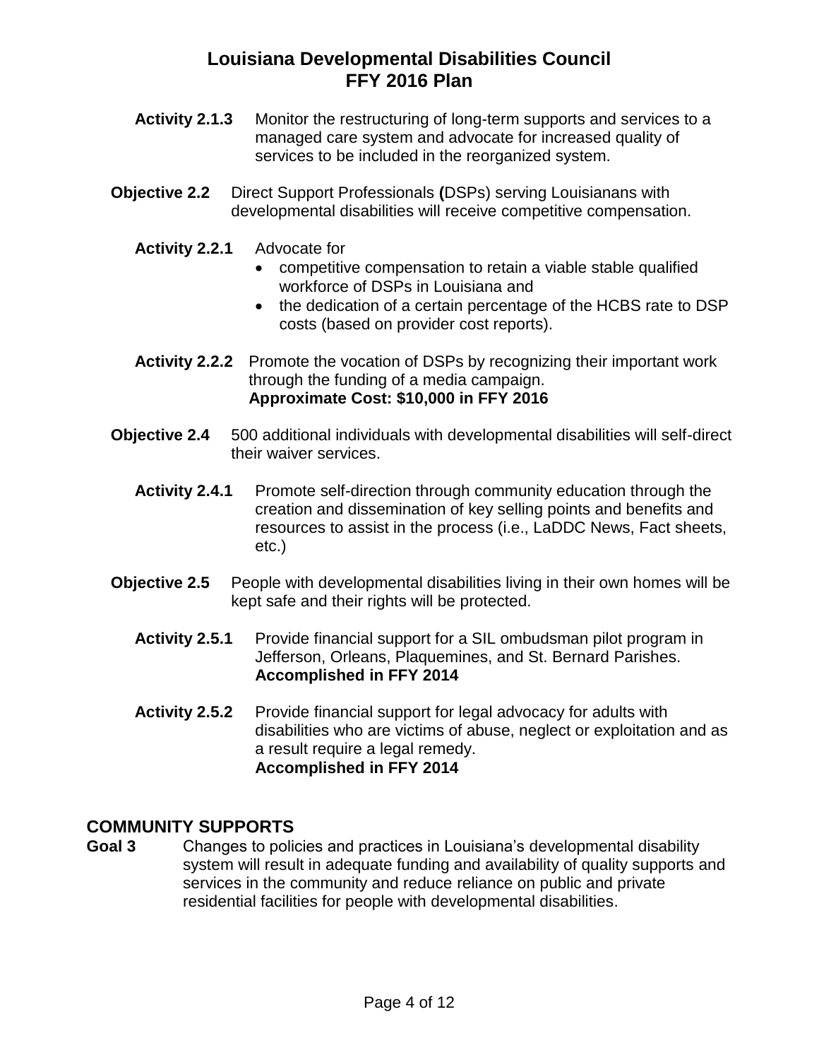**Activity 2.1.3** Monitor the restructuring of long-term supports and services to a managed care system and advocate for increased quality of services to be included in the reorganized system.

**Objective 2.2** Direct Support Professionals **(**DSPs) serving Louisianans with developmental disabilities will receive competitive compensation.

**Activity 2.2.1** Advocate for

- competitive compensation to retain a viable stable qualified workforce of DSPs in Louisiana and
- the dedication of a certain percentage of the HCBS rate to DSP costs (based on provider cost reports).

**Activity 2.2.2** Promote the vocation of DSPs by recognizing their important work through the funding of a media campaign.
**Approximate Cost: $10,000 in FFY 2016**

**Objective 2.4** 500 additional individuals with developmental disabilities will self-direct their waiver services.

**Activity 2.4.1** Promote self-direction through community education through the creation and dissemination of key selling points and benefits and resources to assist in the process (i.e., LaDDC News, Fact sheets, etc.)

**Objective 2.5** People with developmental disabilities living in their own homes will be kept safe and their rights will be protected.

**Activity 2.5.1** Provide financial support for a SIL ombudsman pilot program in Jefferson, Orleans, Plaquemines, and St. Bernard Parishes.
**Accomplished in FFY 2014**

**Activity 2.5.2** Provide financial support for legal advocacy for adults with disabilities who are victims of abuse, neglect or exploitation and as a result require a legal remedy.
**Accomplished in FFY 2014**

## COMMUNITY SUPPORTS

**Goal 3** Changes to policies and practices in Louisiana's developmental disability system will result in adequate funding and availability of quality supports and services in the community and reduce reliance on public and private residential facilities for people with developmental disabilities.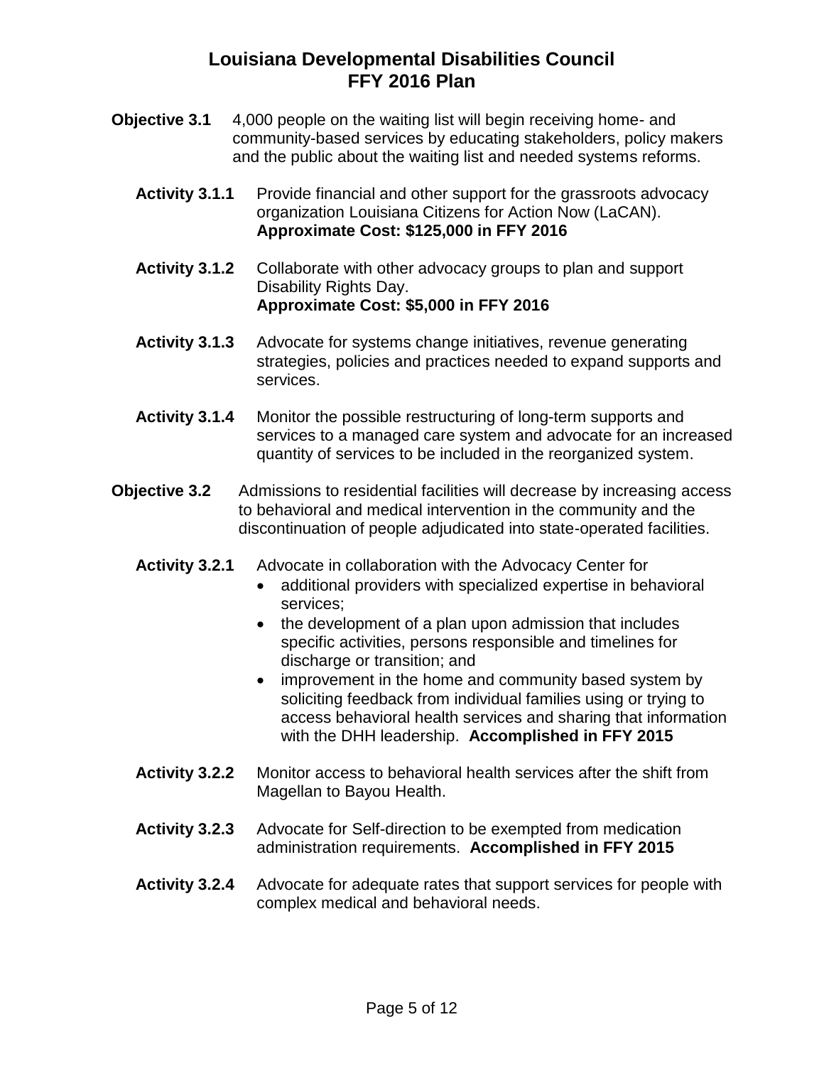# Louisiana Developmental Disabilities Council
# FFY 2016 Plan

**Objective 3.1** 4,000 people on the waiting list will begin receiving home- and community-based services by educating stakeholders, policy makers and the public about the waiting list and needed systems reforms.

**Activity 3.1.1** Provide financial and other support for the grassroots advocacy organization Louisiana Citizens for Action Now (LaCAN). **Approximate Cost: $125,000 in FFY 2016**

**Activity 3.1.2** Collaborate with other advocacy groups to plan and support Disability Rights Day. **Approximate Cost: $5,000 in FFY 2016**

**Activity 3.1.3** Advocate for systems change initiatives, revenue generating strategies, policies and practices needed to expand supports and services.

**Activity 3.1.4** Monitor the possible restructuring of long-term supports and services to a managed care system and advocate for an increased quantity of services to be included in the reorganized system.

**Objective 3.2** Admissions to residential facilities will decrease by increasing access to behavioral and medical intervention in the community and the discontinuation of people adjudicated into state-operated facilities.

**Activity 3.2.1** Advocate in collaboration with the Advocacy Center for

- additional providers with specialized expertise in behavioral services;
- the development of a plan upon admission that includes specific activities, persons responsible and timelines for discharge or transition; and
- improvement in the home and community based system by soliciting feedback from individual families using or trying to access behavioral health services and sharing that information with the DHH leadership. **Accomplished in FFY 2015**

**Activity 3.2.2** Monitor access to behavioral health services after the shift from Magellan to Bayou Health.

**Activity 3.2.3** Advocate for Self-direction to be exempted from medication administration requirements. **Accomplished in FFY 2015**

**Activity 3.2.4** Advocate for adequate rates that support services for people with complex medical and behavioral needs.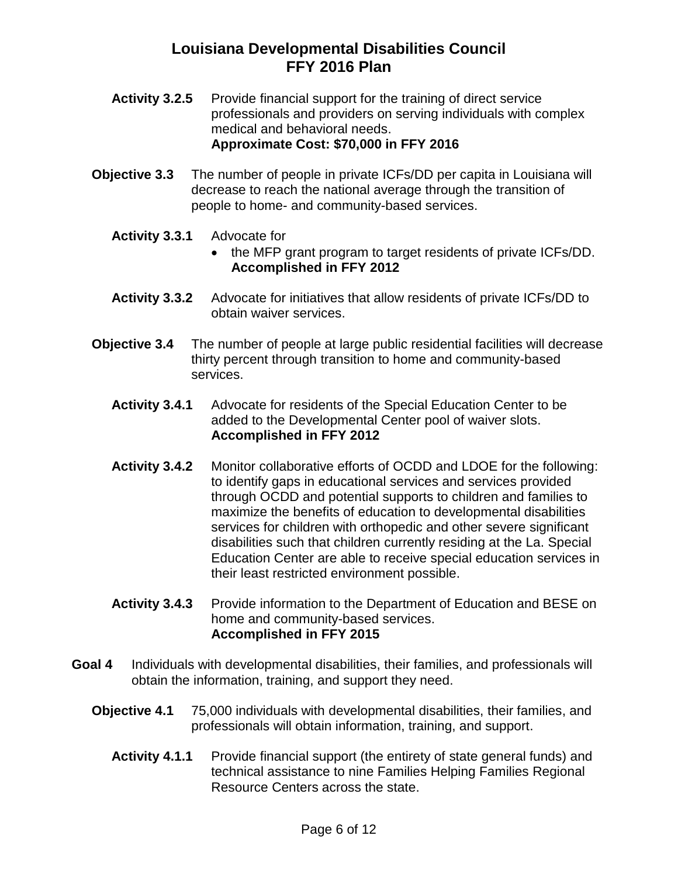**Activity 3.2.5** Provide financial support for the training of direct service professionals and providers on serving individuals with complex medical and behavioral needs.
**Approximate Cost: $70,000 in FFY 2016**

**Objective 3.3** The number of people in private ICFs/DD per capita in Louisiana will decrease to reach the national average through the transition of people to home- and community-based services.

**Activity 3.3.1** Advocate for

- the MFP grant program to target residents of private ICFs/DD. **Accomplished in FFY 2012**

**Activity 3.3.2** Advocate for initiatives that allow residents of private ICFs/DD to obtain waiver services.

**Objective 3.4** The number of people at large public residential facilities will decrease thirty percent through transition to home and community-based services.

**Activity 3.4.1** Advocate for residents of the Special Education Center to be added to the Developmental Center pool of waiver slots.
**Accomplished in FFY 2012**

**Activity 3.4.2** Monitor collaborative efforts of OCDD and LDOE for the following: to identify gaps in educational services and services provided through OCDD and potential supports to children and families to maximize the benefits of education to developmental disabilities services for children with orthopedic and other severe significant disabilities such that children currently residing at the La. Special Education Center are able to receive special education services in their least restricted environment possible.

**Activity 3.4.3** Provide information to the Department of Education and BESE on home and community-based services.
**Accomplished in FFY 2015**

**Goal 4** Individuals with developmental disabilities, their families, and professionals will obtain the information, training, and support they need.

**Objective 4.1** 75,000 individuals with developmental disabilities, their families, and professionals will obtain information, training, and support.

**Activity 4.1.1** Provide financial support (the entirety of state general funds) and technical assistance to nine Families Helping Families Regional Resource Centers across the state.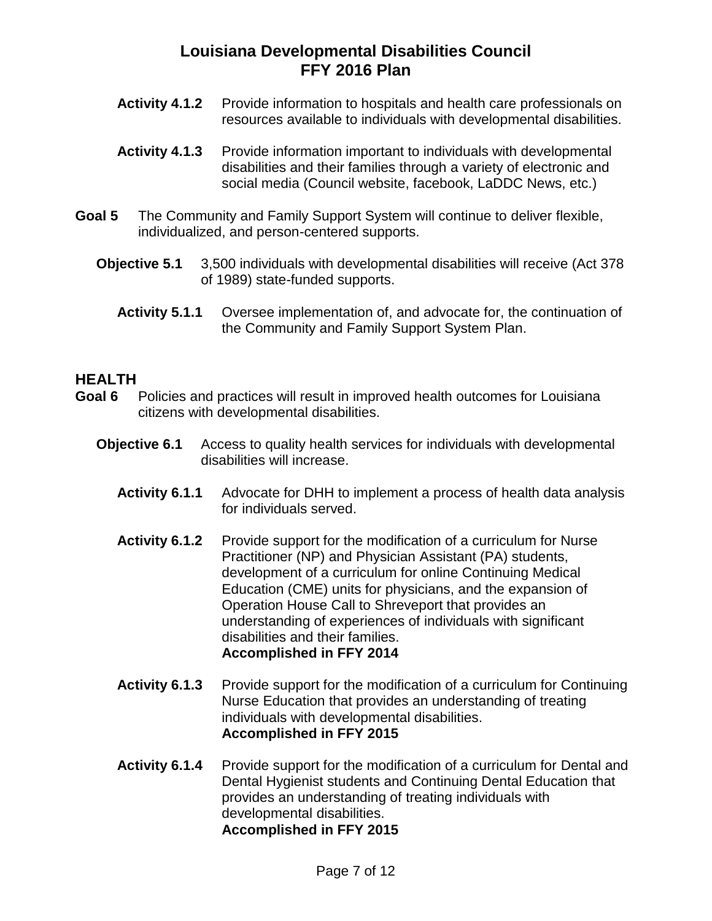**Activity 4.1.2** Provide information to hospitals and health care professionals on resources available to individuals with developmental disabilities.

**Activity 4.1.3** Provide information important to individuals with developmental disabilities and their families through a variety of electronic and social media (Council website, facebook, LaDDC News, etc.)

**Goal 5** The Community and Family Support System will continue to deliver flexible, individualized, and person-centered supports.

**Objective 5.1** 3,500 individuals with developmental disabilities will receive (Act 378 of 1989) state-funded supports.

**Activity 5.1.1** Oversee implementation of, and advocate for, the continuation of the Community and Family Support System Plan.

## HEALTH

**Goal 6** Policies and practices will result in improved health outcomes for Louisiana citizens with developmental disabilities.

**Objective 6.1** Access to quality health services for individuals with developmental disabilities will increase.

**Activity 6.1.1** Advocate for DHH to implement a process of health data analysis for individuals served.

**Activity 6.1.2** Provide support for the modification of a curriculum for Nurse Practitioner (NP) and Physician Assistant (PA) students, development of a curriculum for online Continuing Medical Education (CME) units for physicians, and the expansion of Operation House Call to Shreveport that provides an understanding of experiences of individuals with significant disabilities and their families.
**Accomplished in FFY 2014**

**Activity 6.1.3** Provide support for the modification of a curriculum for Continuing Nurse Education that provides an understanding of treating individuals with developmental disabilities.
**Accomplished in FFY 2015**

**Activity 6.1.4** Provide support for the modification of a curriculum for Dental and Dental Hygienist students and Continuing Dental Education that provides an understanding of treating individuals with developmental disabilities.
**Accomplished in FFY 2015**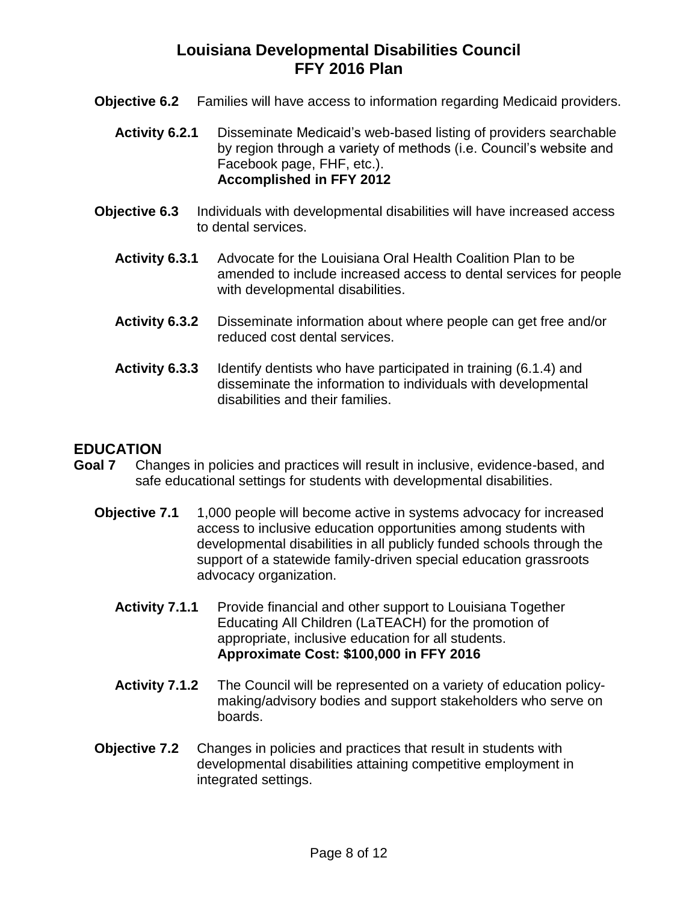**Objective 6.2** Families will have access to information regarding Medicaid providers.

**Activity 6.2.1** Disseminate Medicaid's web-based listing of providers searchable by region through a variety of methods (i.e. Council's website and Facebook page, FHF, etc.).
**Accomplished in FFY 2012**

**Objective 6.3** Individuals with developmental disabilities will have increased access to dental services.

**Activity 6.3.1** Advocate for the Louisiana Oral Health Coalition Plan to be amended to include increased access to dental services for people with developmental disabilities.

**Activity 6.3.2** Disseminate information about where people can get free and/or reduced cost dental services.

**Activity 6.3.3** Identify dentists who have participated in training (6.1.4) and disseminate the information to individuals with developmental disabilities and their families.

## EDUCATION

**Goal 7** Changes in policies and practices will result in inclusive, evidence-based, and safe educational settings for students with developmental disabilities.

**Objective 7.1** 1,000 people will become active in systems advocacy for increased access to inclusive education opportunities among students with developmental disabilities in all publicly funded schools through the support of a statewide family-driven special education grassroots advocacy organization.

**Activity 7.1.1** Provide financial and other support to Louisiana Together Educating All Children (LaTEACH) for the promotion of appropriate, inclusive education for all students.
**Approximate Cost: $100,000 in FFY 2016**

**Activity 7.1.2** The Council will be represented on a variety of education policy-making/advisory bodies and support stakeholders who serve on boards.

**Objective 7.2** Changes in policies and practices that result in students with developmental disabilities attaining competitive employment in integrated settings.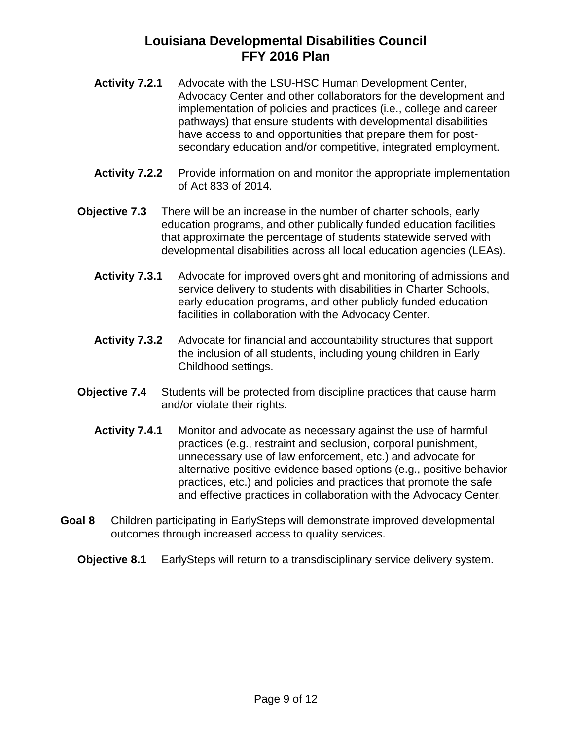**Activity 7.2.1** Advocate with the LSU-HSC Human Development Center, Advocacy Center and other collaborators for the development and implementation of policies and practices (i.e., college and career pathways) that ensure students with developmental disabilities have access to and opportunities that prepare them for post-secondary education and/or competitive, integrated employment.

**Activity 7.2.2** Provide information on and monitor the appropriate implementation of Act 833 of 2014.

**Objective 7.3** There will be an increase in the number of charter schools, early education programs, and other publically funded education facilities that approximate the percentage of students statewide served with developmental disabilities across all local education agencies (LEAs).

**Activity 7.3.1** Advocate for improved oversight and monitoring of admissions and service delivery to students with disabilities in Charter Schools, early education programs, and other publicly funded education facilities in collaboration with the Advocacy Center.

**Activity 7.3.2** Advocate for financial and accountability structures that support the inclusion of all students, including young children in Early Childhood settings.

**Objective 7.4** Students will be protected from discipline practices that cause harm and/or violate their rights.

**Activity 7.4.1** Monitor and advocate as necessary against the use of harmful practices (e.g., restraint and seclusion, corporal punishment, unnecessary use of law enforcement, etc.) and advocate for alternative positive evidence based options (e.g., positive behavior practices, etc.) and policies and practices that promote the safe and effective practices in collaboration with the Advocacy Center.

**Goal 8** Children participating in EarlySteps will demonstrate improved developmental outcomes through increased access to quality services.

**Objective 8.1** EarlySteps will return to a transdisciplinary service delivery system.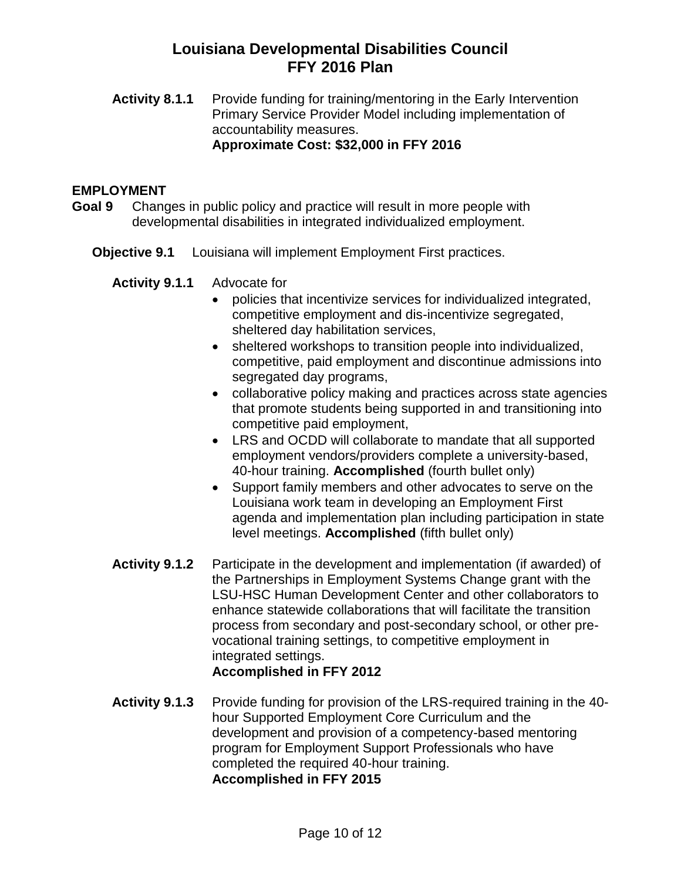**Activity 8.1.1** Provide funding for training/mentoring in the Early Intervention Primary Service Provider Model including implementation of accountability measures.
**Approximate Cost: $32,000 in FFY 2016**

## EMPLOYMENT

**Goal 9** Changes in public policy and practice will result in more people with developmental disabilities in integrated individualized employment.

**Objective 9.1** Louisiana will implement Employment First practices.

**Activity 9.1.1** Advocate for

- policies that incentivize services for individualized integrated, competitive employment and dis-incentivize segregated, sheltered day habilitation services,
- sheltered workshops to transition people into individualized, competitive, paid employment and discontinue admissions into segregated day programs,
- collaborative policy making and practices across state agencies that promote students being supported in and transitioning into competitive paid employment,
- LRS and OCDD will collaborate to mandate that all supported employment vendors/providers complete a university-based, 40-hour training. **Accomplished** (fourth bullet only)
- Support family members and other advocates to serve on the Louisiana work team in developing an Employment First agenda and implementation plan including participation in state level meetings. **Accomplished** (fifth bullet only)

**Activity 9.1.2** Participate in the development and implementation (if awarded) of the Partnerships in Employment Systems Change grant with the LSU-HSC Human Development Center and other collaborators to enhance statewide collaborations that will facilitate the transition process from secondary and post-secondary school, or other pre-vocational training settings, to competitive employment in integrated settings.
**Accomplished in FFY 2012**

**Activity 9.1.3** Provide funding for provision of the LRS-required training in the 40-hour Supported Employment Core Curriculum and the development and provision of a competency-based mentoring program for Employment Support Professionals who have completed the required 40-hour training.
**Accomplished in FFY 2015**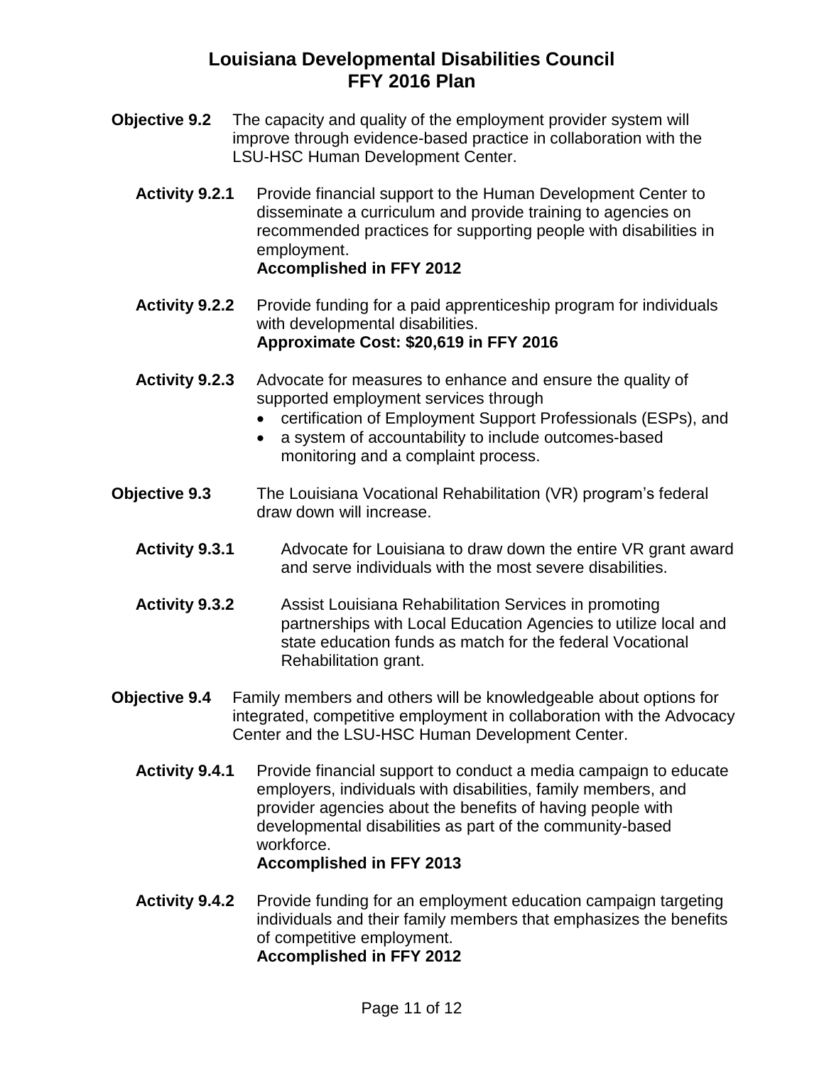**Objective 9.2** The capacity and quality of the employment provider system will improve through evidence-based practice in collaboration with the LSU-HSC Human Development Center.

**Activity 9.2.1** Provide financial support to the Human Development Center to disseminate a curriculum and provide training to agencies on recommended practices for supporting people with disabilities in employment.
**Accomplished in FFY 2012**

**Activity 9.2.2** Provide funding for a paid apprenticeship program for individuals with developmental disabilities.
**Approximate Cost: $20,619 in FFY 2016**

**Activity 9.2.3** Advocate for measures to enhance and ensure the quality of supported employment services through

- certification of Employment Support Professionals (ESPs), and
- a system of accountability to include outcomes-based monitoring and a complaint process.

**Objective 9.3** The Louisiana Vocational Rehabilitation (VR) program's federal draw down will increase.

**Activity 9.3.1** Advocate for Louisiana to draw down the entire VR grant award and serve individuals with the most severe disabilities.

**Activity 9.3.2** Assist Louisiana Rehabilitation Services in promoting partnerships with Local Education Agencies to utilize local and state education funds as match for the federal Vocational Rehabilitation grant.

**Objective 9.4** Family members and others will be knowledgeable about options for integrated, competitive employment in collaboration with the Advocacy Center and the LSU-HSC Human Development Center.

**Activity 9.4.1** Provide financial support to conduct a media campaign to educate employers, individuals with disabilities, family members, and provider agencies about the benefits of having people with developmental disabilities as part of the community-based workforce.
**Accomplished in FFY 2013**

**Activity 9.4.2** Provide funding for an employment education campaign targeting individuals and their family members that emphasizes the benefits of competitive employment.
**Accomplished in FFY 2012**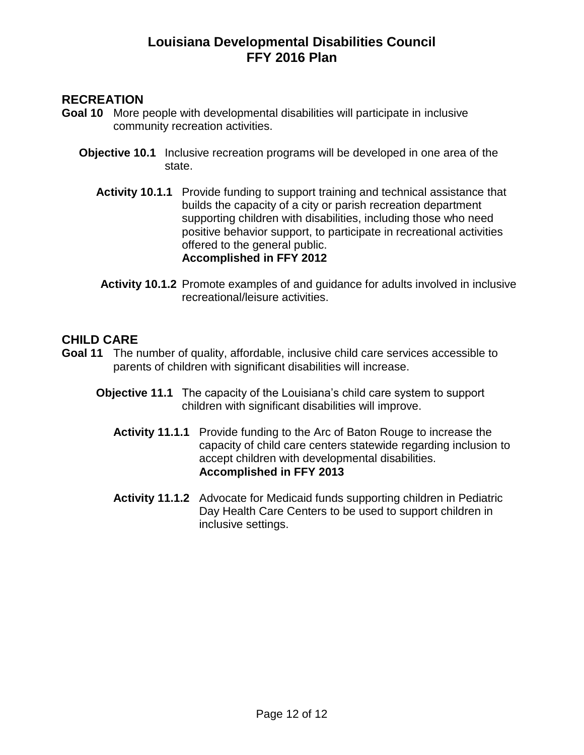## RECREATION

**Goal 10** More people with developmental disabilities will participate in inclusive community recreation activities.

**Objective 10.1** Inclusive recreation programs will be developed in one area of the state.

**Activity 10.1.1** Provide funding to support training and technical assistance that builds the capacity of a city or parish recreation department supporting children with disabilities, including those who need positive behavior support, to participate in recreational activities offered to the general public.
**Accomplished in FFY 2012**

**Activity 10.1.2** Promote examples of and guidance for adults involved in inclusive recreational/leisure activities.

## CHILD CARE

**Goal 11** The number of quality, affordable, inclusive child care services accessible to parents of children with significant disabilities will increase.

**Objective 11.1** The capacity of the Louisiana's child care system to support children with significant disabilities will improve.

**Activity 11.1.1** Provide funding to the Arc of Baton Rouge to increase the capacity of child care centers statewide regarding inclusion to accept children with developmental disabilities.
**Accomplished in FFY 2013**

**Activity 11.1.2** Advocate for Medicaid funds supporting children in Pediatric Day Health Care Centers to be used to support children in inclusive settings.